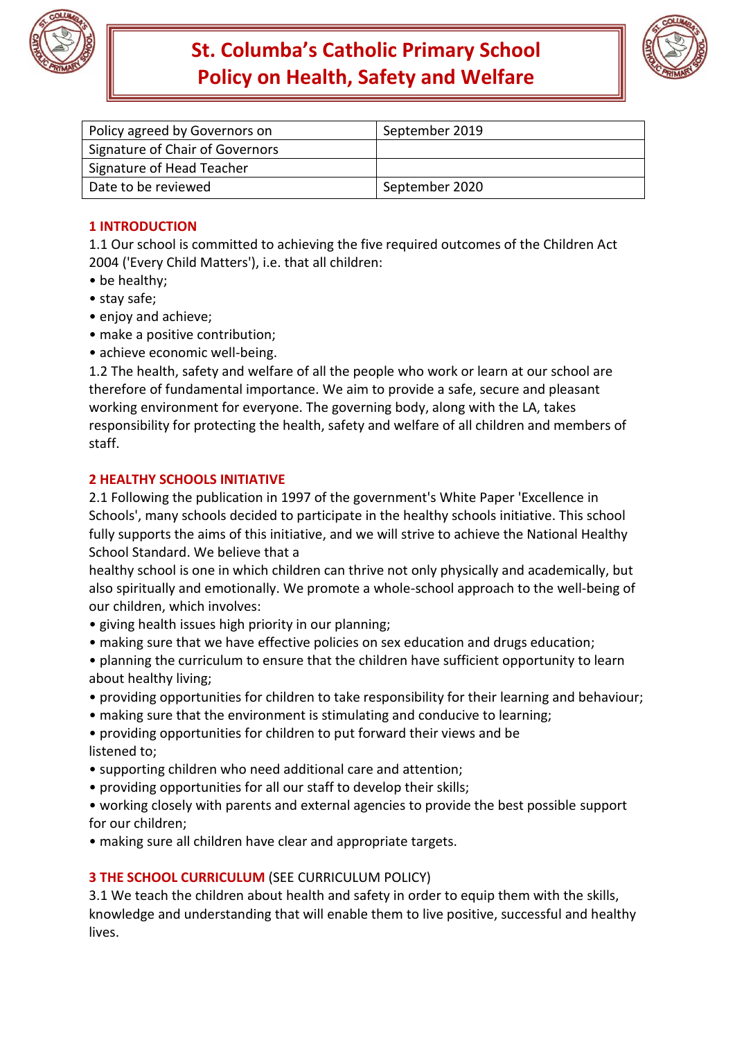# St. Columba's Catholic Primary School
# Policy on Health, Safety and Welfare

| Policy agreed by Governors on | September 2019 |
|---|---|
| Signature of Chair of Governors | |
| Signature of Head Teacher | |
| Date to be reviewed | September 2020 |

## 1 INTRODUCTION

1.1 Our school is committed to achieving the five required outcomes of the Children Act 2004 ('Every Child Matters'), i.e. that all children:

- be healthy;
- stay safe;
- enjoy and achieve;
- make a positive contribution;
- achieve economic well-being.

1.2 The health, safety and welfare of all the people who work or learn at our school are therefore of fundamental importance. We aim to provide a safe, secure and pleasant working environment for everyone. The governing body, along with the LA, takes responsibility for protecting the health, safety and welfare of all children and members of staff.

## 2 HEALTHY SCHOOLS INITIATIVE

2.1 Following the publication in 1997 of the government's White Paper 'Excellence in Schools', many schools decided to participate in the healthy schools initiative. This school fully supports the aims of this initiative, and we will strive to achieve the National Healthy School Standard. We believe that a healthy school is one in which children can thrive not only physically and academically, but also spiritually and emotionally. We promote a whole-school approach to the well-being of our children, which involves:

- giving health issues high priority in our planning;
- making sure that we have effective policies on sex education and drugs education;
- planning the curriculum to ensure that the children have sufficient opportunity to learn about healthy living;
- providing opportunities for children to take responsibility for their learning and behaviour;
- making sure that the environment is stimulating and conducive to learning;
- providing opportunities for children to put forward their views and be listened to;
- supporting children who need additional care and attention;
- providing opportunities for all our staff to develop their skills;
- working closely with parents and external agencies to provide the best possible support for our children;
- making sure all children have clear and appropriate targets.

## 3 THE SCHOOL CURRICULUM (SEE CURRICULUM POLICY)

3.1 We teach the children about health and safety in order to equip them with the skills, knowledge and understanding that will enable them to live positive, successful and healthy lives.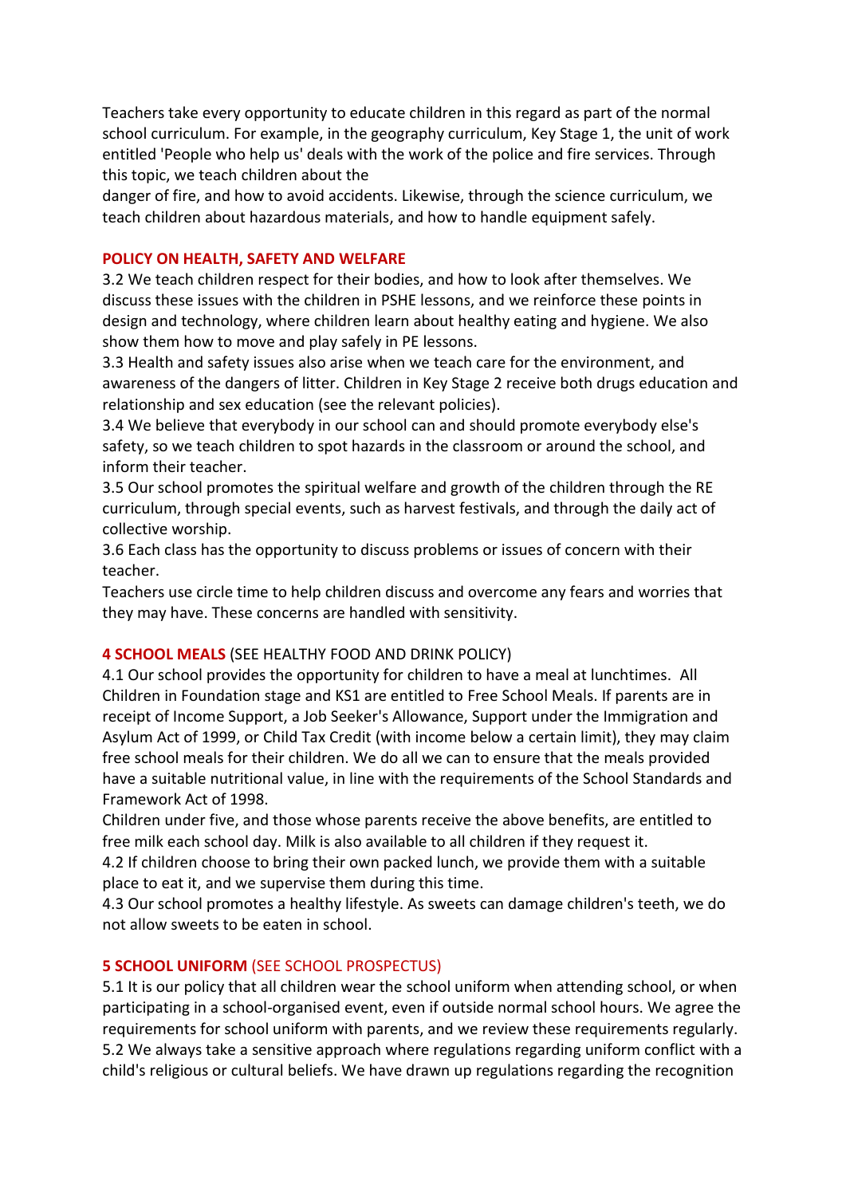Teachers take every opportunity to educate children in this regard as part of the normal school curriculum. For example, in the geography curriculum, Key Stage 1, the unit of work entitled 'People who help us' deals with the work of the police and fire services. Through this topic, we teach children about the
danger of fire, and how to avoid accidents. Likewise, through the science curriculum, we teach children about hazardous materials, and how to handle equipment safely.

## POLICY ON HEALTH, SAFETY AND WELFARE

3.2 We teach children respect for their bodies, and how to look after themselves. We discuss these issues with the children in PSHE lessons, and we reinforce these points in design and technology, where children learn about healthy eating and hygiene. We also show them how to move and play safely in PE lessons.
3.3 Health and safety issues also arise when we teach care for the environment, and awareness of the dangers of litter. Children in Key Stage 2 receive both drugs education and relationship and sex education (see the relevant policies).
3.4 We believe that everybody in our school can and should promote everybody else's safety, so we teach children to spot hazards in the classroom or around the school, and inform their teacher.
3.5 Our school promotes the spiritual welfare and growth of the children through the RE curriculum, through special events, such as harvest festivals, and through the daily act of collective worship.
3.6 Each class has the opportunity to discuss problems or issues of concern with their teacher.
Teachers use circle time to help children discuss and overcome any fears and worries that they may have. These concerns are handled with sensitivity.

## 4 SCHOOL MEALS (SEE HEALTHY FOOD AND DRINK POLICY)

4.1 Our school provides the opportunity for children to have a meal at lunchtimes. All Children in Foundation stage and KS1 are entitled to Free School Meals. If parents are in receipt of Income Support, a Job Seeker's Allowance, Support under the Immigration and Asylum Act of 1999, or Child Tax Credit (with income below a certain limit), they may claim free school meals for their children. We do all we can to ensure that the meals provided have a suitable nutritional value, in line with the requirements of the School Standards and Framework Act of 1998.
Children under five, and those whose parents receive the above benefits, are entitled to free milk each school day. Milk is also available to all children if they request it.
4.2 If children choose to bring their own packed lunch, we provide them with a suitable place to eat it, and we supervise them during this time.
4.3 Our school promotes a healthy lifestyle. As sweets can damage children's teeth, we do not allow sweets to be eaten in school.

## 5 SCHOOL UNIFORM (SEE SCHOOL PROSPECTUS)

5.1 It is our policy that all children wear the school uniform when attending school, or when participating in a school-organised event, even if outside normal school hours. We agree the requirements for school uniform with parents, and we review these requirements regularly.
5.2 We always take a sensitive approach where regulations regarding uniform conflict with a child's religious or cultural beliefs. We have drawn up regulations regarding the recognition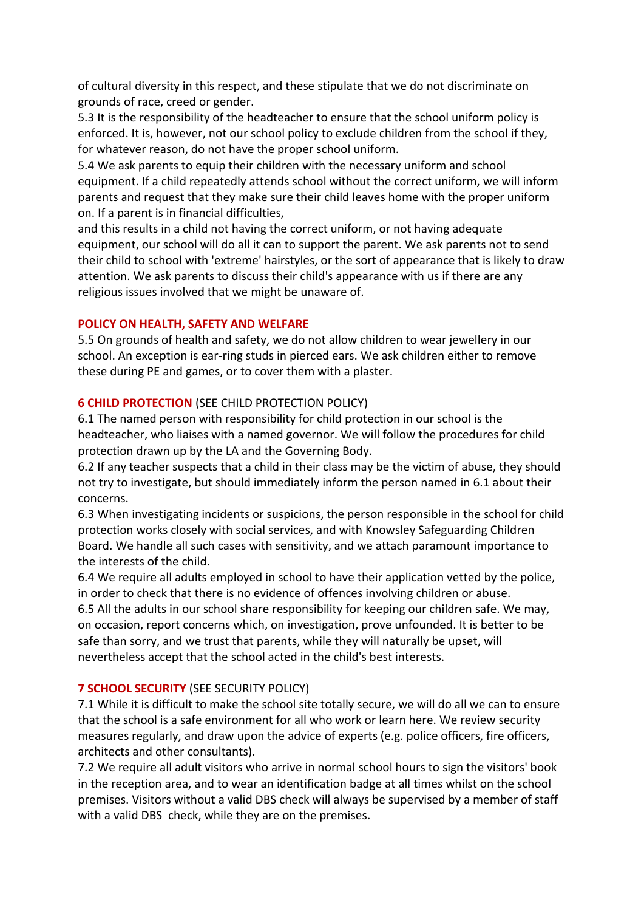of cultural diversity in this respect, and these stipulate that we do not discriminate on grounds of race, creed or gender.

5.3 It is the responsibility of the headteacher to ensure that the school uniform policy is enforced. It is, however, not our school policy to exclude children from the school if they, for whatever reason, do not have the proper school uniform.

5.4 We ask parents to equip their children with the necessary uniform and school equipment. If a child repeatedly attends school without the correct uniform, we will inform parents and request that they make sure their child leaves home with the proper uniform on. If a parent is in financial difficulties,
and this results in a child not having the correct uniform, or not having adequate equipment, our school will do all it can to support the parent. We ask parents not to send their child to school with 'extreme' hairstyles, or the sort of appearance that is likely to draw attention. We ask parents to discuss their child's appearance with us if there are any religious issues involved that we might be unaware of.

## POLICY ON HEALTH, SAFETY AND WELFARE

5.5 On grounds of health and safety, we do not allow children to wear jewellery in our school. An exception is ear-ring studs in pierced ears. We ask children either to remove these during PE and games, or to cover them with a plaster.

## 6 CHILD PROTECTION (SEE CHILD PROTECTION POLICY)

6.1 The named person with responsibility for child protection in our school is the headteacher, who liaises with a named governor. We will follow the procedures for child protection drawn up by the LA and the Governing Body.

6.2 If any teacher suspects that a child in their class may be the victim of abuse, they should not try to investigate, but should immediately inform the person named in 6.1 about their concerns.

6.3 When investigating incidents or suspicions, the person responsible in the school for child protection works closely with social services, and with Knowsley Safeguarding Children Board. We handle all such cases with sensitivity, and we attach paramount importance to the interests of the child.

6.4 We require all adults employed in school to have their application vetted by the police, in order to check that there is no evidence of offences involving children or abuse.

6.5 All the adults in our school share responsibility for keeping our children safe. We may, on occasion, report concerns which, on investigation, prove unfounded. It is better to be safe than sorry, and we trust that parents, while they will naturally be upset, will nevertheless accept that the school acted in the child's best interests.

## 7 SCHOOL SECURITY (SEE SECURITY POLICY)

7.1 While it is difficult to make the school site totally secure, we will do all we can to ensure that the school is a safe environment for all who work or learn here. We review security measures regularly, and draw upon the advice of experts (e.g. police officers, fire officers, architects and other consultants).

7.2 We require all adult visitors who arrive in normal school hours to sign the visitors' book in the reception area, and to wear an identification badge at all times whilst on the school premises. Visitors without a valid DBS check will always be supervised by a member of staff with a valid DBS check, while they are on the premises.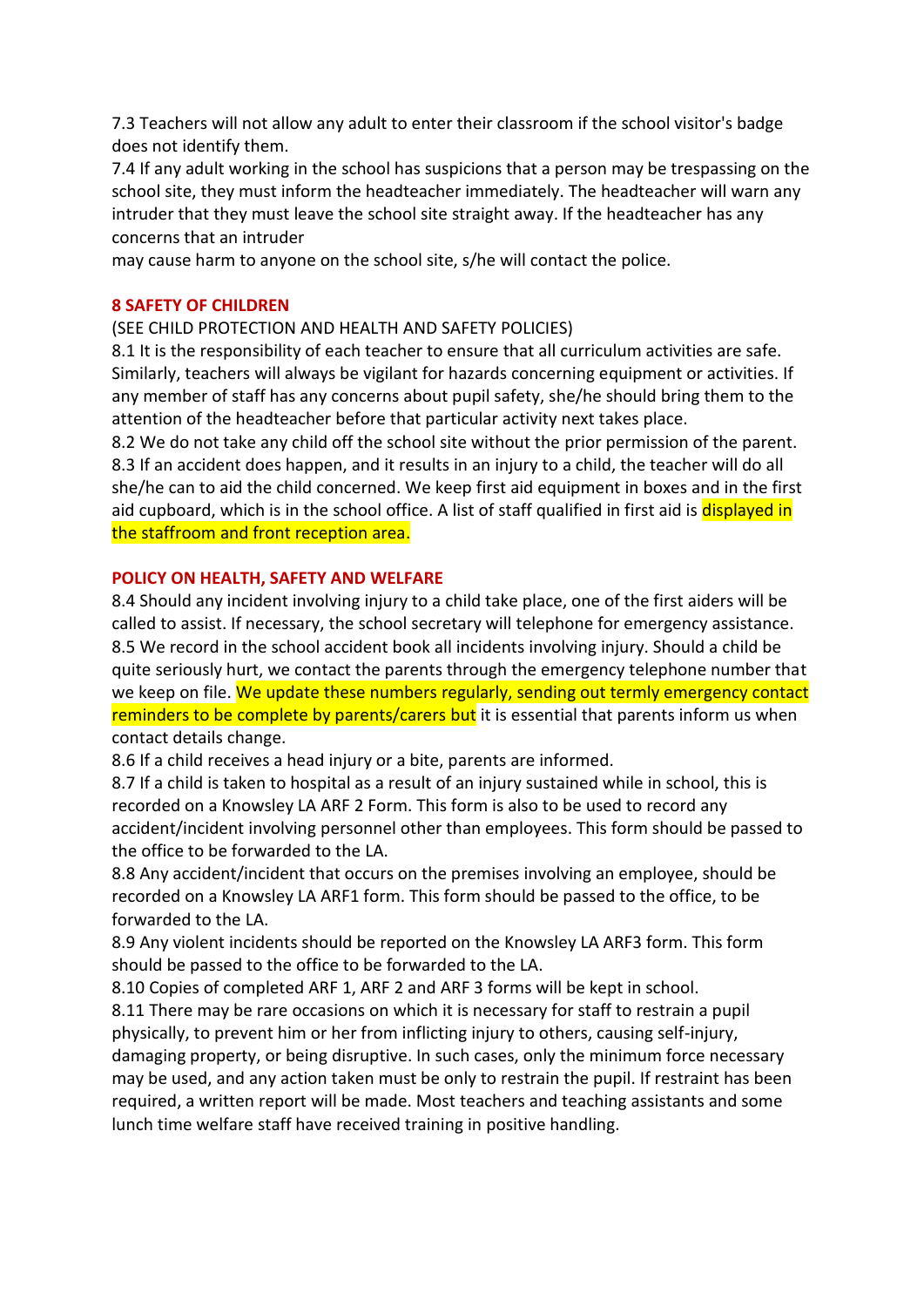7.3 Teachers will not allow any adult to enter their classroom if the school visitor's badge does not identify them.

7.4 If any adult working in the school has suspicions that a person may be trespassing on the school site, they must inform the headteacher immediately. The headteacher will warn any intruder that they must leave the school site straight away. If the headteacher has any concerns that an intruder
may cause harm to anyone on the school site, s/he will contact the police.

## 8 SAFETY OF CHILDREN

(SEE CHILD PROTECTION AND HEALTH AND SAFETY POLICIES)

8.1 It is the responsibility of each teacher to ensure that all curriculum activities are safe. Similarly, teachers will always be vigilant for hazards concerning equipment or activities. If any member of staff has any concerns about pupil safety, she/he should bring them to the attention of the headteacher before that particular activity next takes place.

8.2 We do not take any child off the school site without the prior permission of the parent.

8.3 If an accident does happen, and it results in an injury to a child, the teacher will do all she/he can to aid the child concerned. We keep first aid equipment in boxes and in the first aid cupboard, which is in the school office. A list of staff qualified in first aid is displayed in the staffroom and front reception area.

## POLICY ON HEALTH, SAFETY AND WELFARE

8.4 Should any incident involving injury to a child take place, one of the first aiders will be called to assist. If necessary, the school secretary will telephone for emergency assistance.

8.5 We record in the school accident book all incidents involving injury. Should a child be quite seriously hurt, we contact the parents through the emergency telephone number that we keep on file. We update these numbers regularly, sending out termly emergency contact reminders to be complete by parents/carers but it is essential that parents inform us when contact details change.

8.6 If a child receives a head injury or a bite, parents are informed.

8.7 If a child is taken to hospital as a result of an injury sustained while in school, this is recorded on a Knowsley LA ARF 2 Form. This form is also to be used to record any accident/incident involving personnel other than employees. This form should be passed to the office to be forwarded to the LA.

8.8 Any accident/incident that occurs on the premises involving an employee, should be recorded on a Knowsley LA ARF1 form. This form should be passed to the office, to be forwarded to the LA.

8.9 Any violent incidents should be reported on the Knowsley LA ARF3 form. This form should be passed to the office to be forwarded to the LA.

8.10 Copies of completed ARF 1, ARF 2 and ARF 3 forms will be kept in school.

8.11 There may be rare occasions on which it is necessary for staff to restrain a pupil physically, to prevent him or her from inflicting injury to others, causing self-injury, damaging property, or being disruptive. In such cases, only the minimum force necessary may be used, and any action taken must be only to restrain the pupil. If restraint has been required, a written report will be made. Most teachers and teaching assistants and some lunch time welfare staff have received training in positive handling.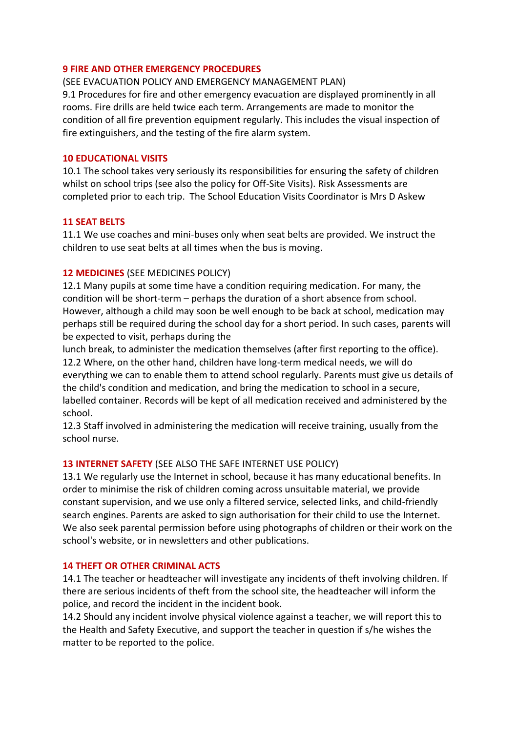## 9 FIRE AND OTHER EMERGENCY PROCEDURES

(SEE EVACUATION POLICY AND EMERGENCY MANAGEMENT PLAN)

9.1 Procedures for fire and other emergency evacuation are displayed prominently in all rooms. Fire drills are held twice each term. Arrangements are made to monitor the condition of all fire prevention equipment regularly. This includes the visual inspection of fire extinguishers, and the testing of the fire alarm system.

## 10 EDUCATIONAL VISITS

10.1 The school takes very seriously its responsibilities for ensuring the safety of children whilst on school trips (see also the policy for Off-Site Visits). Risk Assessments are completed prior to each trip. The School Education Visits Coordinator is Mrs D Askew

## 11 SEAT BELTS

11.1 We use coaches and mini-buses only when seat belts are provided. We instruct the children to use seat belts at all times when the bus is moving.

## 12 MEDICINES (SEE MEDICINES POLICY)

12.1 Many pupils at some time have a condition requiring medication. For many, the condition will be short-term – perhaps the duration of a short absence from school. However, although a child may soon be well enough to be back at school, medication may perhaps still be required during the school day for a short period. In such cases, parents will be expected to visit, perhaps during the lunch break, to administer the medication themselves (after first reporting to the office).

12.2 Where, on the other hand, children have long-term medical needs, we will do everything we can to enable them to attend school regularly. Parents must give us details of the child's condition and medication, and bring the medication to school in a secure, labelled container. Records will be kept of all medication received and administered by the school.

12.3 Staff involved in administering the medication will receive training, usually from the school nurse.

## 13 INTERNET SAFETY (SEE ALSO THE SAFE INTERNET USE POLICY)

13.1 We regularly use the Internet in school, because it has many educational benefits. In order to minimise the risk of children coming across unsuitable material, we provide constant supervision, and we use only a filtered service, selected links, and child-friendly search engines. Parents are asked to sign authorisation for their child to use the Internet. We also seek parental permission before using photographs of children or their work on the school's website, or in newsletters and other publications.

## 14 THEFT OR OTHER CRIMINAL ACTS

14.1 The teacher or headteacher will investigate any incidents of theft involving children. If there are serious incidents of theft from the school site, the headteacher will inform the police, and record the incident in the incident book.

14.2 Should any incident involve physical violence against a teacher, we will report this to the Health and Safety Executive, and support the teacher in question if s/he wishes the matter to be reported to the police.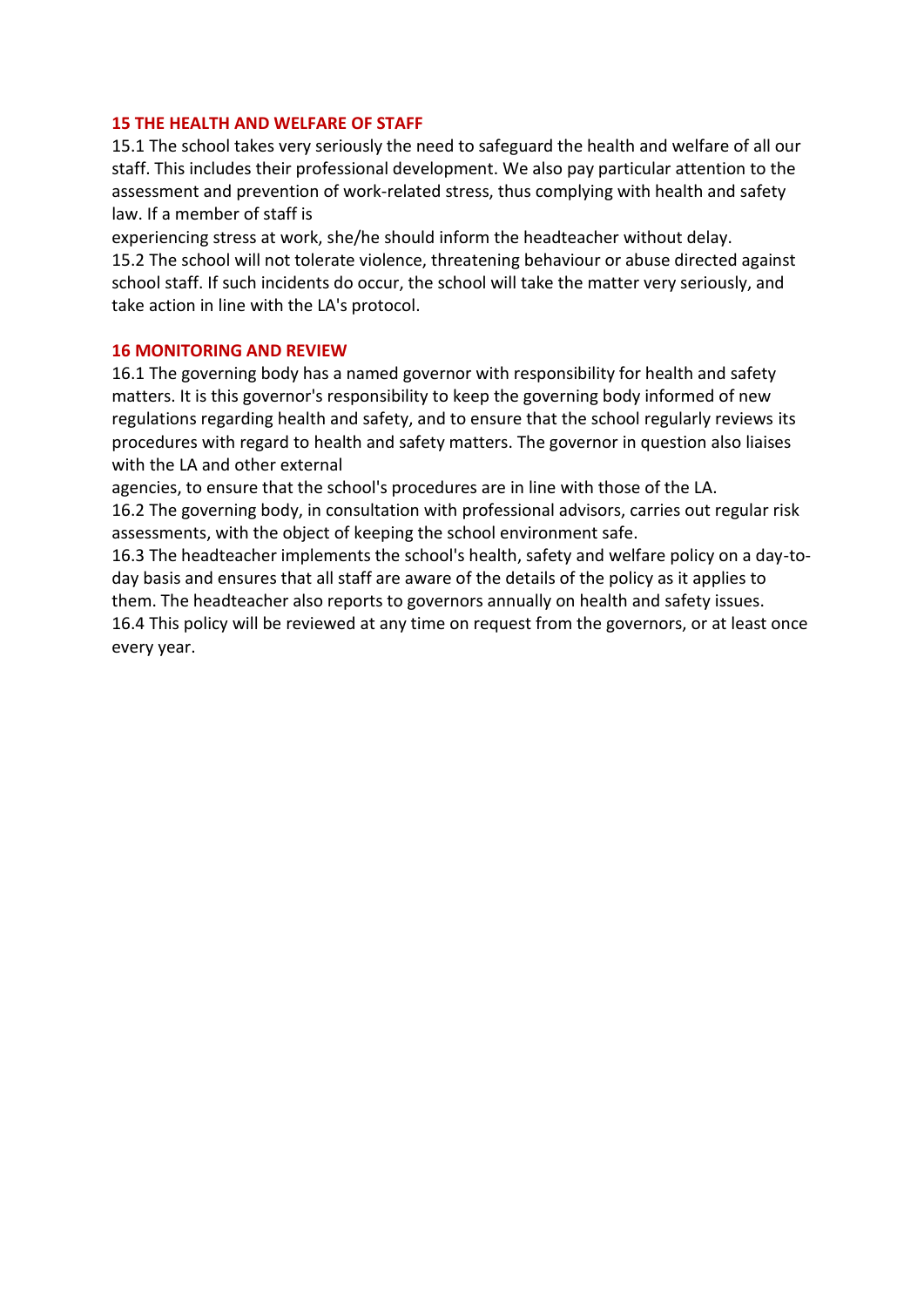## 15 THE HEALTH AND WELFARE OF STAFF

15.1 The school takes very seriously the need to safeguard the health and welfare of all our staff. This includes their professional development. We also pay particular attention to the assessment and prevention of work-related stress, thus complying with health and safety law. If a member of staff is experiencing stress at work, she/he should inform the headteacher without delay.

15.2 The school will not tolerate violence, threatening behaviour or abuse directed against school staff. If such incidents do occur, the school will take the matter very seriously, and take action in line with the LA's protocol.

## 16 MONITORING AND REVIEW

16.1 The governing body has a named governor with responsibility for health and safety matters. It is this governor's responsibility to keep the governing body informed of new regulations regarding health and safety, and to ensure that the school regularly reviews its procedures with regard to health and safety matters. The governor in question also liaises with the LA and other external agencies, to ensure that the school's procedures are in line with those of the LA.

16.2 The governing body, in consultation with professional advisors, carries out regular risk assessments, with the object of keeping the school environment safe.

16.3 The headteacher implements the school's health, safety and welfare policy on a day-to-day basis and ensures that all staff are aware of the details of the policy as it applies to them. The headteacher also reports to governors annually on health and safety issues.

16.4 This policy will be reviewed at any time on request from the governors, or at least once every year.